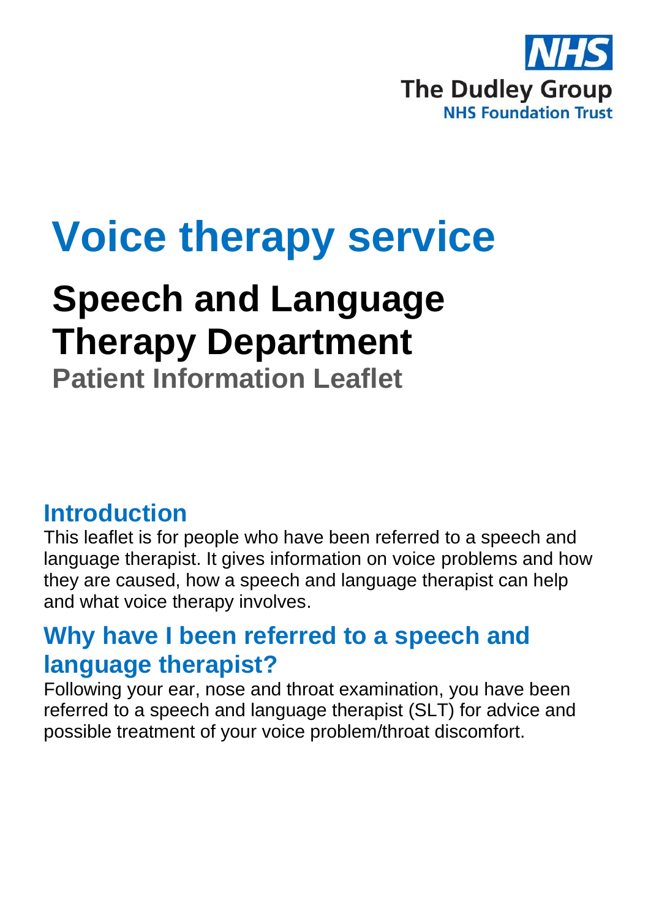NHS

The Dudley Group
NHS Foundation Trust

# Voice therapy service

## Speech and Language Therapy Department

**Patient Information Leaflet**

## Introduction

This leaflet is for people who have been referred to a speech and language therapist. It gives information on voice problems and how they are caused, how a speech and language therapist can help and what voice therapy involves.

## Why have I been referred to a speech and language therapist?

Following your ear, nose and throat examination, you have been referred to a speech and language therapist (SLT) for advice and possible treatment of your voice problem/throat discomfort.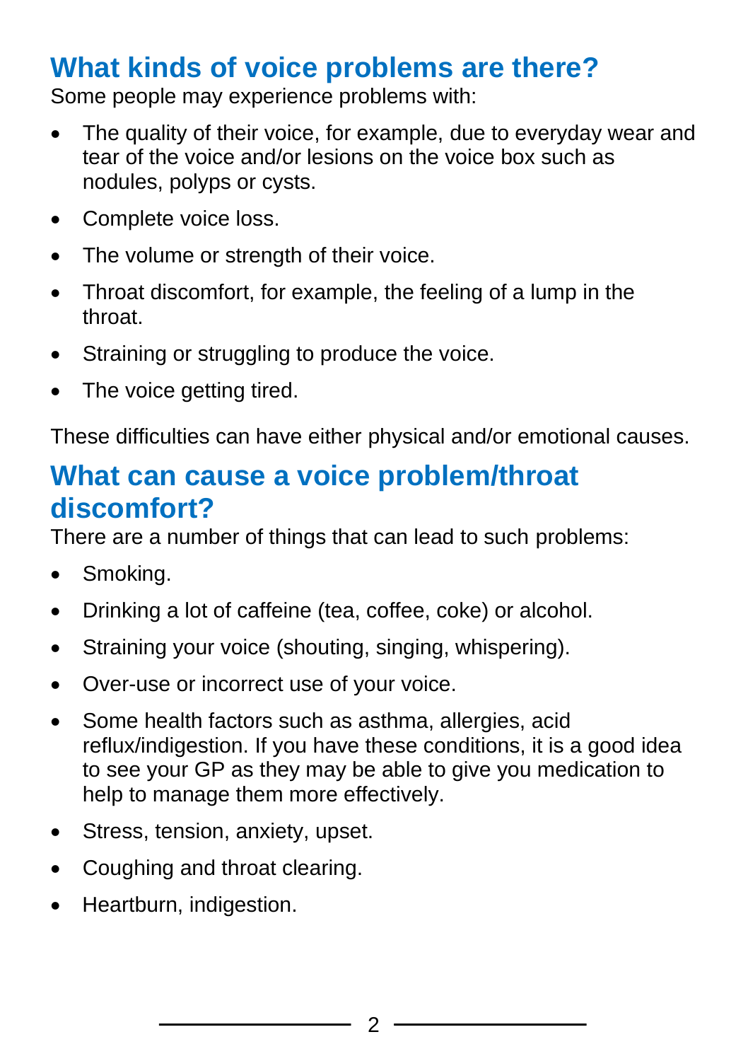## What kinds of voice problems are there?

Some people may experience problems with:

- The quality of their voice, for example, due to everyday wear and tear of the voice and/or lesions on the voice box such as nodules, polyps or cysts.
- Complete voice loss.
- The volume or strength of their voice.
- Throat discomfort, for example, the feeling of a lump in the throat.
- Straining or struggling to produce the voice.
- The voice getting tired.

These difficulties can have either physical and/or emotional causes.

## What can cause a voice problem/throat discomfort?

There are a number of things that can lead to such problems:

- Smoking.
- Drinking a lot of caffeine (tea, coffee, coke) or alcohol.
- Straining your voice (shouting, singing, whispering).
- Over-use or incorrect use of your voice.
- Some health factors such as asthma, allergies, acid reflux/indigestion. If you have these conditions, it is a good idea to see your GP as they may be able to give you medication to help to manage them more effectively.
- Stress, tension, anxiety, upset.
- Coughing and throat clearing.
- Heartburn, indigestion.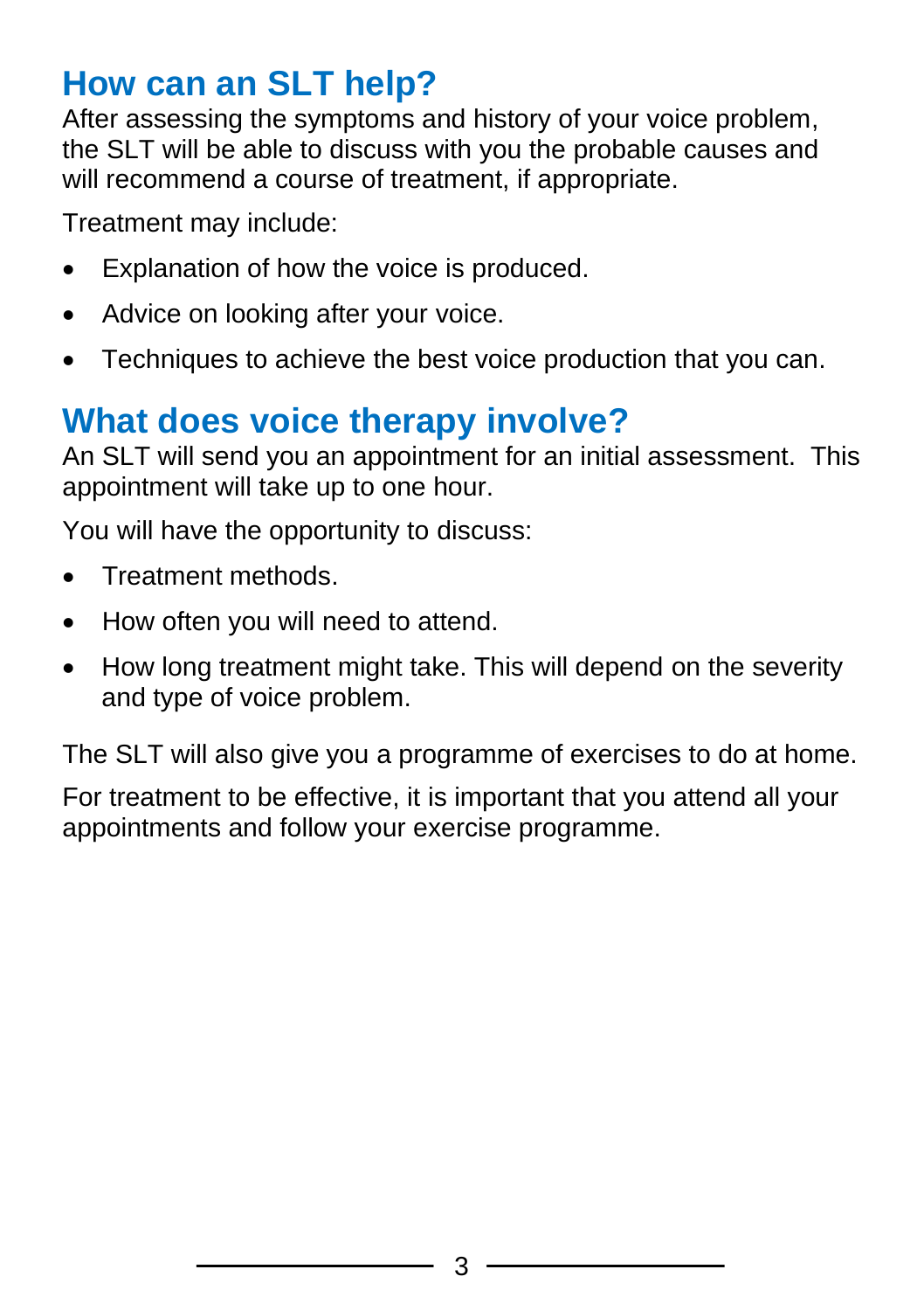## How can an SLT help?

After assessing the symptoms and history of your voice problem, the SLT will be able to discuss with you the probable causes and will recommend a course of treatment, if appropriate.

Treatment may include:

- Explanation of how the voice is produced.
- Advice on looking after your voice.
- Techniques to achieve the best voice production that you can.

## What does voice therapy involve?

An SLT will send you an appointment for an initial assessment. This appointment will take up to one hour.

You will have the opportunity to discuss:

- Treatment methods.
- How often you will need to attend.
- How long treatment might take. This will depend on the severity and type of voice problem.

The SLT will also give you a programme of exercises to do at home.

For treatment to be effective, it is important that you attend all your appointments and follow your exercise programme.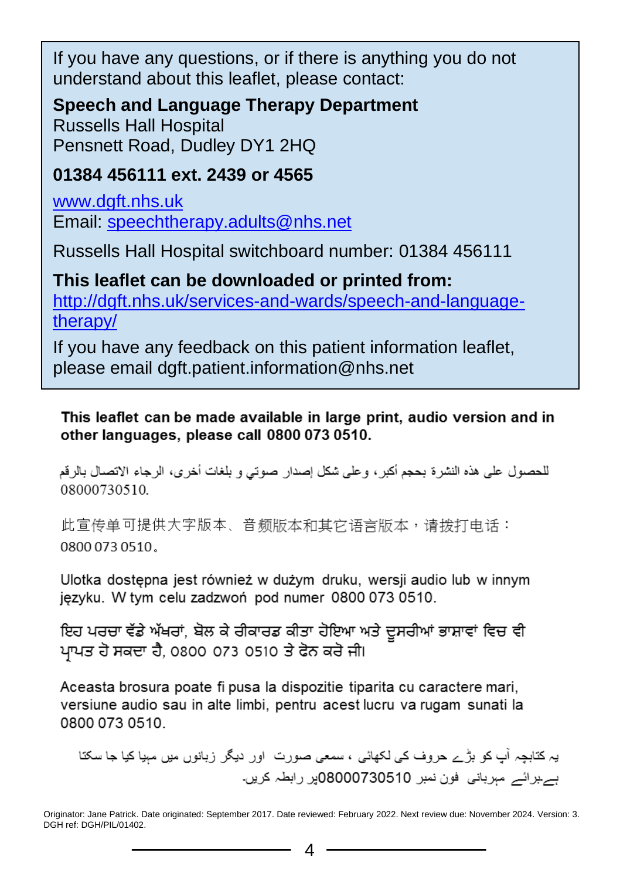If you have any questions, or if there is anything you do not understand about this leaflet, please contact:

**Speech and Language Therapy Department**
Russells Hall Hospital
Pensnett Road, Dudley DY1 2HQ

**01384 456111 ext. 2439 or 4565**

www.dgft.nhs.uk
Email: speechtherapy.adults@nhs.net

Russells Hall Hospital switchboard number: 01384 456111

**This leaflet can be downloaded or printed from:**
http://dgft.nhs.uk/services-and-wards/speech-and-language-therapy/

If you have any feedback on this patient information leaflet, please email dgft.patient.information@nhs.net

**This leaflet can be made available in large print, audio version and in other languages, please call 0800 073 0510.**

للحصول على هذه النشرة بحجم أكبر، وعلى شكل إصدار صوتي و بلغات أخرى، الرجاء الاتصال بالرقم 08000730510.

此宣传单可提供大字版本、音频版本和其它语言版本，请拨打电话：0800 073 0510。

Ulotka dostępna jest również w dużym druku, wersji audio lub w innym języku. W tym celu zadzwoń pod numer 0800 073 0510.

ਇਹ ਪਰਚਾ ਵੱਡੇ ਅੱਖਰਾਂ, ਬੋਲ ਕੇ ਰੀਕਾਰਡ ਕੀਤਾ ਹੋਇਆ ਅਤੇ ਦੂਸਰੀਆਂ ਭਾਸ਼ਾਵਾਂ ਵਿਚ ਵੀ ਪ੍ਰਾਪਤ ਹੋ ਸਕਦਾ ਹੈ, 0800 073 0510 ਤੇ ਫੋਨ ਕਰੋ ਜੀ।

Aceasta brosura poate fi pusa la dispozitie tiparita cu caractere mari, versiune audio sau in alte limbi, pentru acest lucru va rugam sunati la 0800 073 0510.

یہ کتابچہ آپ کو بڑے حروف کی لکھائی ، سمعی صورت اور دیگر زبانوں میں مہیا کیا جا سکتا ہے۔برائے مہربانی فون نمبر 08000730510پر رابطہ کریں۔

Originator: Jane Patrick. Date originated: September 2017. Date reviewed: February 2022. Next review due: November 2024. Version: 3. DGH ref: DGH/PIL/01402.